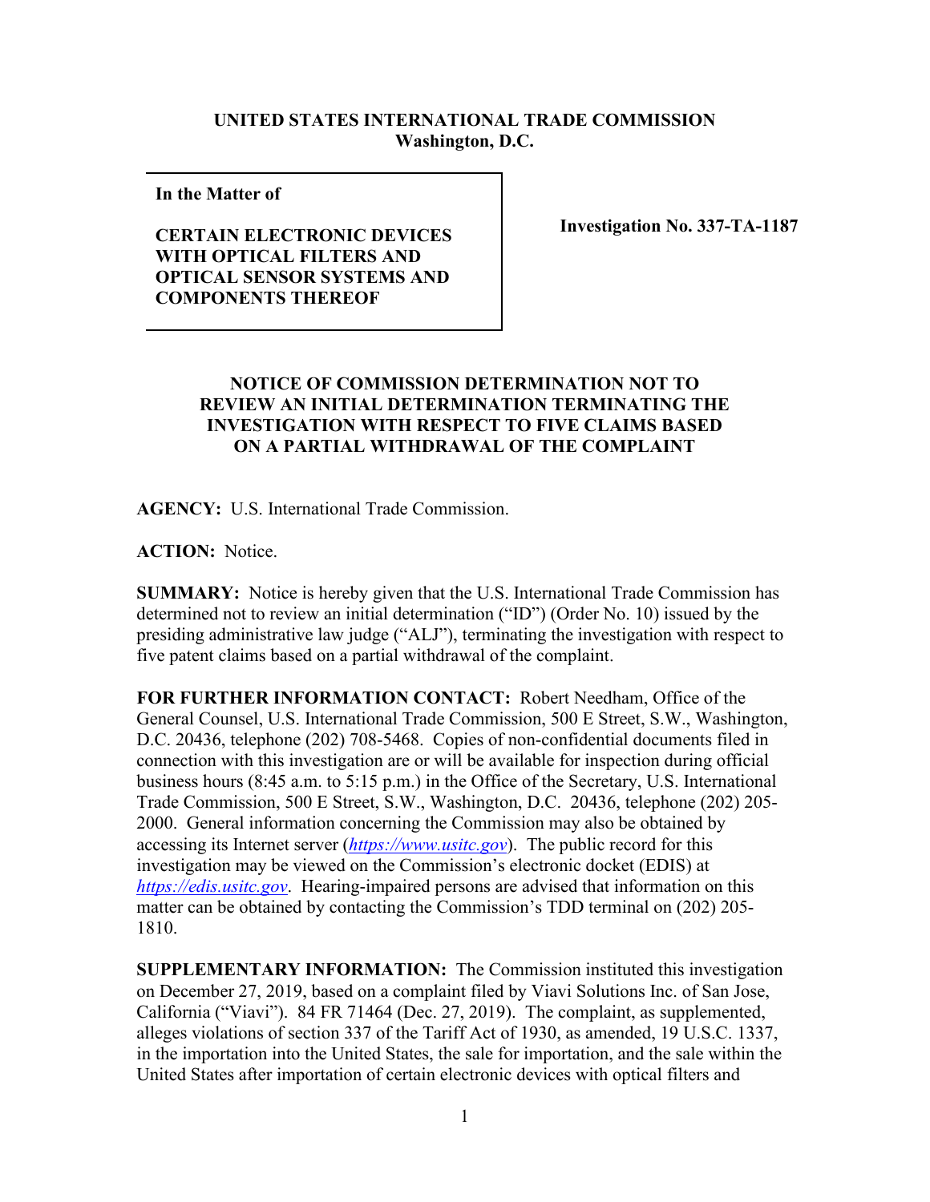**UNITED STATES INTERNATIONAL TRADE COMMISSION**
**Washington, D.C.**

| In the Matter of<br><br>**CERTAIN ELECTRONIC DEVICES WITH OPTICAL FILTERS AND OPTICAL SENSOR SYSTEMS AND COMPONENTS THEREOF** | **Investigation No. 337-TA-1187** |
|---|---|

## NOTICE OF COMMISSION DETERMINATION NOT TO REVIEW AN INITIAL DETERMINATION TERMINATING THE INVESTIGATION WITH RESPECT TO FIVE CLAIMS BASED ON A PARTIAL WITHDRAWAL OF THE COMPLAINT

**AGENCY:** U.S. International Trade Commission.

**ACTION:** Notice.

**SUMMARY:** Notice is hereby given that the U.S. International Trade Commission has determined not to review an initial determination ("ID") (Order No. 10) issued by the presiding administrative law judge ("ALJ"), terminating the investigation with respect to five patent claims based on a partial withdrawal of the complaint.

**FOR FURTHER INFORMATION CONTACT:** Robert Needham, Office of the General Counsel, U.S. International Trade Commission, 500 E Street, S.W., Washington, D.C. 20436, telephone (202) 708-5468. Copies of non-confidential documents filed in connection with this investigation are or will be available for inspection during official business hours (8:45 a.m. to 5:15 p.m.) in the Office of the Secretary, U.S. International Trade Commission, 500 E Street, S.W., Washington, D.C. 20436, telephone (202) 205-2000. General information concerning the Commission may also be obtained by accessing its Internet server (*https://www.usitc.gov*). The public record for this investigation may be viewed on the Commission's electronic docket (EDIS) at *https://edis.usitc.gov*. Hearing-impaired persons are advised that information on this matter can be obtained by contacting the Commission's TDD terminal on (202) 205-1810.

**SUPPLEMENTARY INFORMATION:** The Commission instituted this investigation on December 27, 2019, based on a complaint filed by Viavi Solutions Inc. of San Jose, California ("Viavi"). 84 FR 71464 (Dec. 27, 2019). The complaint, as supplemented, alleges violations of section 337 of the Tariff Act of 1930, as amended, 19 U.S.C. 1337, in the importation into the United States, the sale for importation, and the sale within the United States after importation of certain electronic devices with optical filters and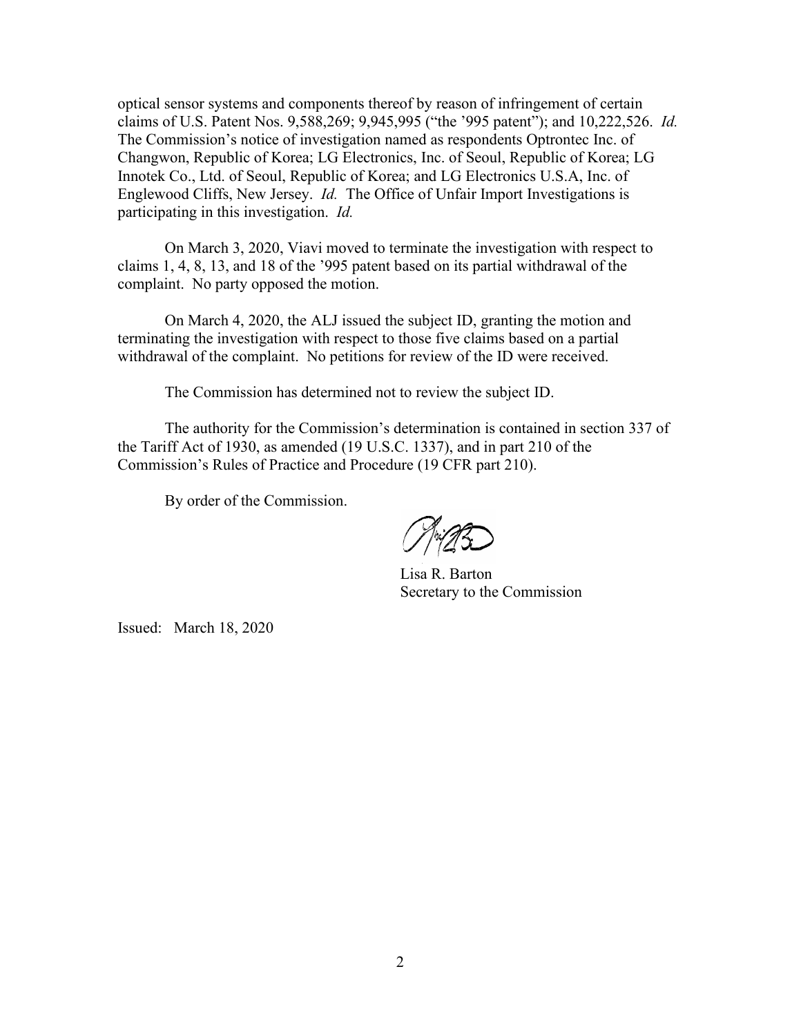optical sensor systems and components thereof by reason of infringement of certain claims of U.S. Patent Nos. 9,588,269; 9,945,995 ("the '995 patent"); and 10,222,526. *Id.* The Commission's notice of investigation named as respondents Optrontec Inc. of Changwon, Republic of Korea; LG Electronics, Inc. of Seoul, Republic of Korea; LG Innotek Co., Ltd. of Seoul, Republic of Korea; and LG Electronics U.S.A, Inc. of Englewood Cliffs, New Jersey. *Id.* The Office of Unfair Import Investigations is participating in this investigation. *Id.*

On March 3, 2020, Viavi moved to terminate the investigation with respect to claims 1, 4, 8, 13, and 18 of the '995 patent based on its partial withdrawal of the complaint. No party opposed the motion.

On March 4, 2020, the ALJ issued the subject ID, granting the motion and terminating the investigation with respect to those five claims based on a partial withdrawal of the complaint. No petitions for review of the ID were received.

The Commission has determined not to review the subject ID.

The authority for the Commission's determination is contained in section 337 of the Tariff Act of 1930, as amended (19 U.S.C. 1337), and in part 210 of the Commission's Rules of Practice and Procedure (19 CFR part 210).

By order of the Commission.

Lisa R. Barton
Secretary to the Commission

Issued: March 18, 2020